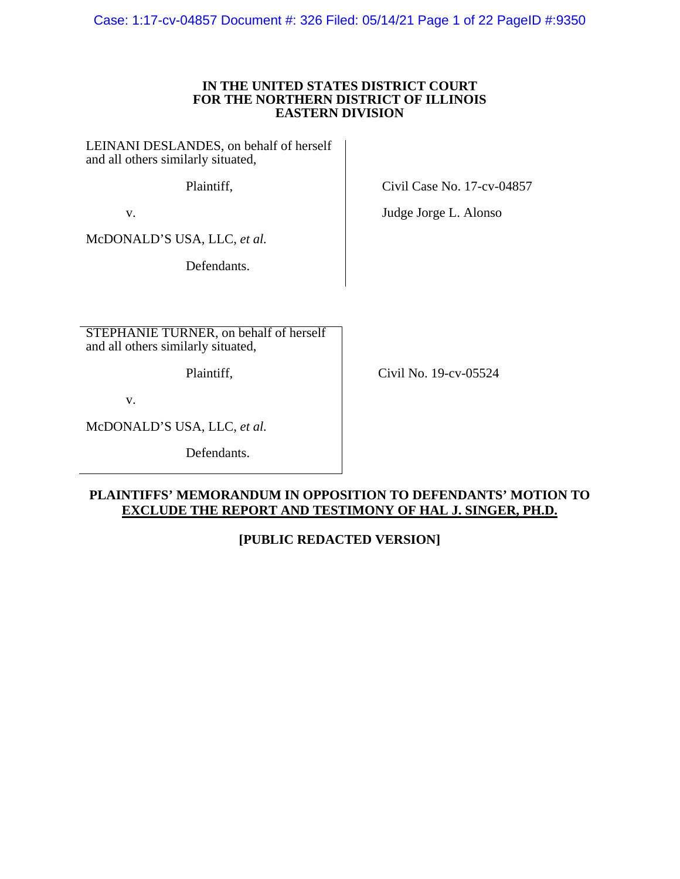**IN THE UNITED STATES DISTRICT COURT**
**FOR THE NORTHERN DISTRICT OF ILLINOIS**
**EASTERN DIVISION**

LEINANI DESLANDES, on behalf of herself and all others similarly situated,

Plaintiff,

v.

McDONALD'S USA, LLC, *et al.*

Defendants.

Civil Case No. 17-cv-04857

Judge Jorge L. Alonso

STEPHANIE TURNER, on behalf of herself and all others similarly situated,

Plaintiff,

v.

McDONALD'S USA, LLC, *et al.*

Defendants.

Civil No. 19-cv-05524

**PLAINTIFFS' MEMORANDUM IN OPPOSITION TO DEFENDANTS' MOTION TO EXCLUDE THE REPORT AND TESTIMONY OF HAL J. SINGER, PH.D.**

**[PUBLIC REDACTED VERSION]**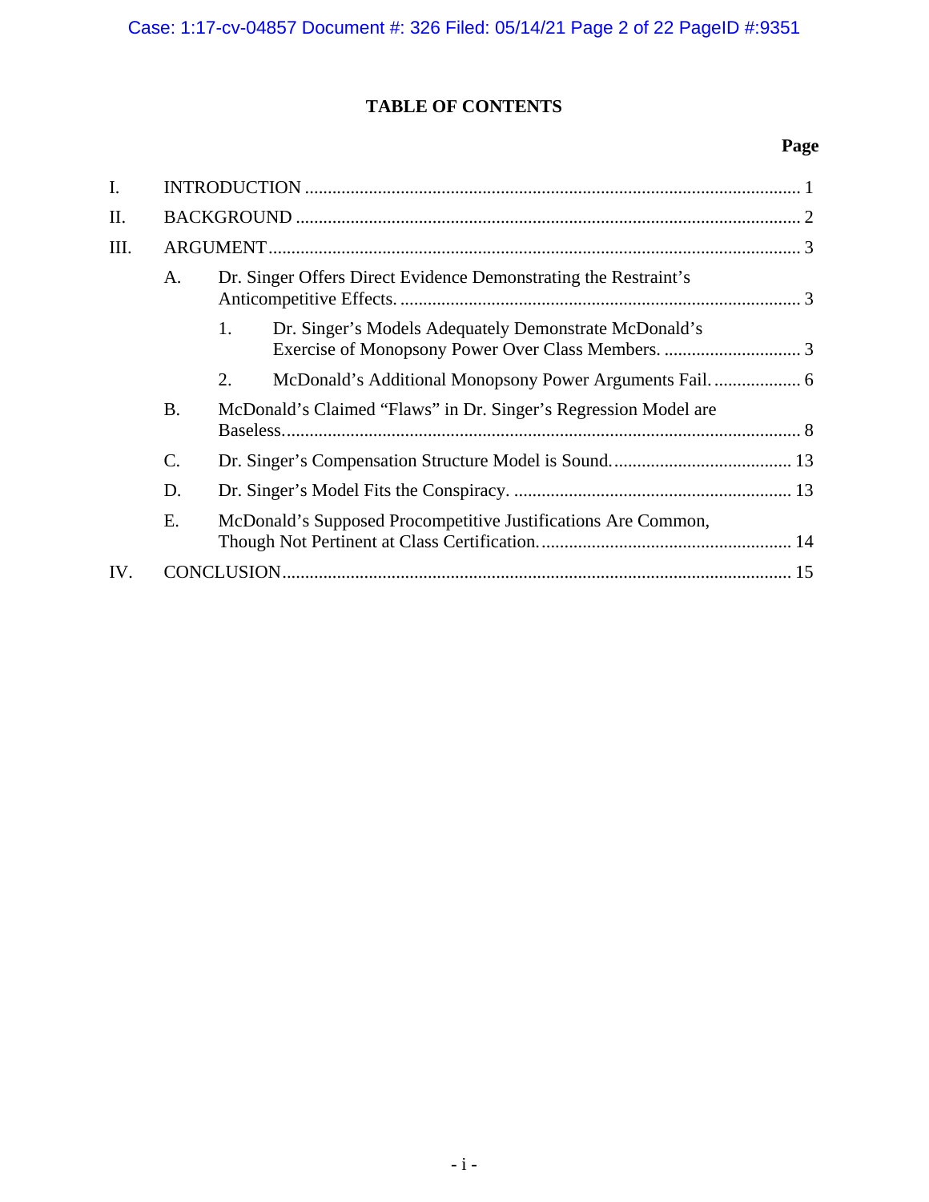## TABLE OF CONTENTS

**Page**

I. INTRODUCTION ............................................................................................................ 1

II. BACKGROUND .............................................................................................................. 2

III. ARGUMENT.................................................................................................................... 3

- A. Dr. Singer Offers Direct Evidence Demonstrating the Restraint's Anticompetitive Effects. ........................................................................................ 3
  - 1. Dr. Singer's Models Adequately Demonstrate McDonald's Exercise of Monopsony Power Over Class Members. .............................. 3
  - 2. McDonald's Additional Monopsony Power Arguments Fail. ................... 6
- B. McDonald's Claimed "Flaws" in Dr. Singer's Regression Model are Baseless................................................................................................................ 8
- C. Dr. Singer's Compensation Structure Model is Sound....................................... 13
- D. Dr. Singer's Model Fits the Conspiracy. ............................................................ 13
- E. McDonald's Supposed Procompetitive Justifications Are Common, Though Not Pertinent at Class Certification....................................................... 14

IV. CONCLUSION............................................................................................................... 15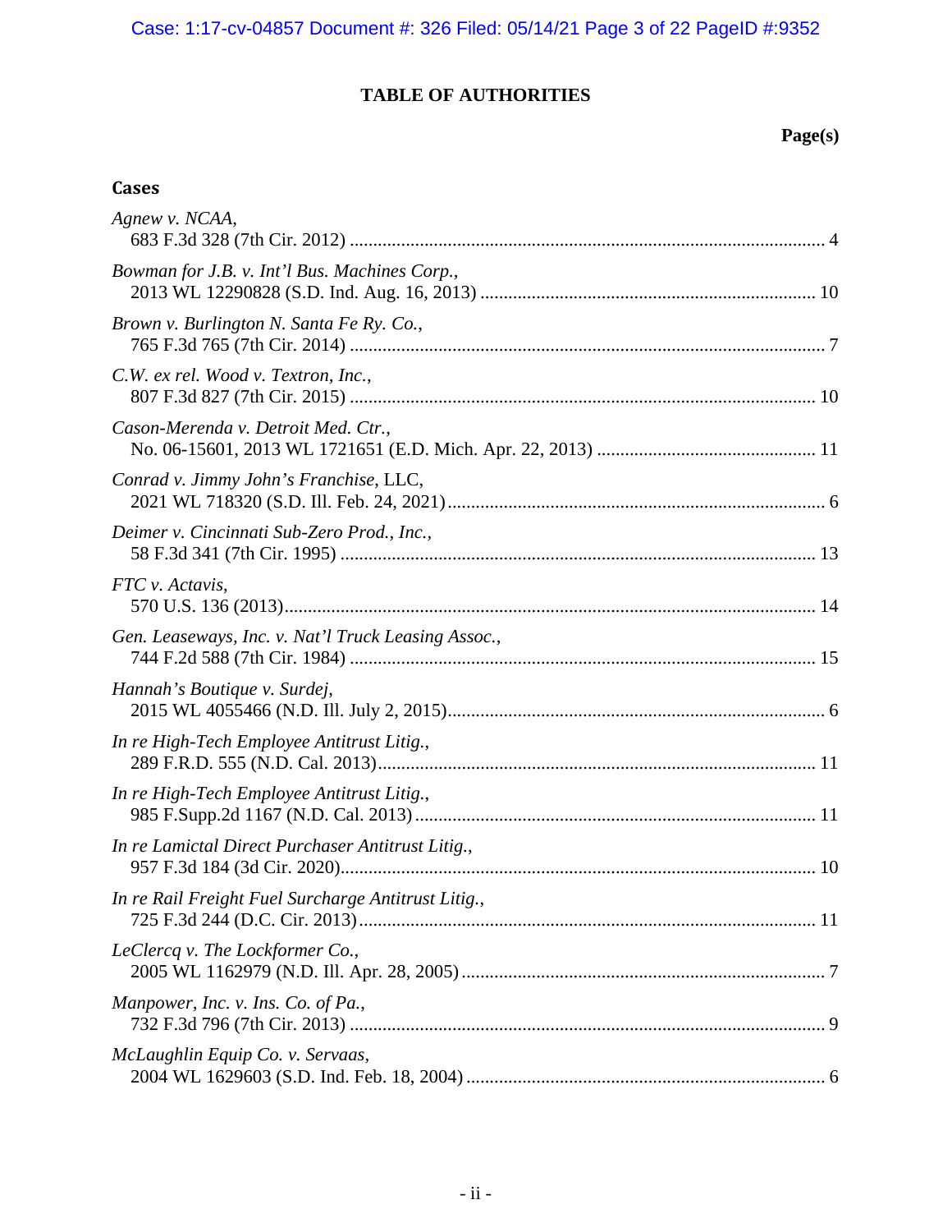# TABLE OF AUTHORITIES

**Page(s)**

## Cases

*Agnew v. NCAA*,
683 F.3d 328 (7th Cir. 2012) ........................................................................................ 4

*Bowman for J.B. v. Int'l Bus. Machines Corp.*,
2013 WL 12290828 (S.D. Ind. Aug. 16, 2013) ......................................................... 10

*Brown v. Burlington N. Santa Fe Ry. Co.*,
765 F.3d 765 (7th Cir. 2014) ........................................................................................ 7

*C.W. ex rel. Wood v. Textron, Inc.*,
807 F.3d 827 (7th Cir. 2015) ...................................................................................... 10

*Cason-Merenda v. Detroit Med. Ctr.*,
No. 06-15601, 2013 WL 1721651 (E.D. Mich. Apr. 22, 2013) ................................ 11

*Conrad v. Jimmy John's Franchise*, LLC,
2021 WL 718320 (S.D. Ill. Feb. 24, 2021) ................................................................... 6

*Deimer v. Cincinnati Sub-Zero Prod., Inc.*,
58 F.3d 341 (7th Cir. 1995) ........................................................................................ 13

*FTC v. Actavis*,
570 U.S. 136 (2013) .................................................................................................... 14

*Gen. Leaseways, Inc. v. Nat'l Truck Leasing Assoc.*,
744 F.2d 588 (7th Cir. 1984) ...................................................................................... 15

*Hannah's Boutique v. Surdej*,
2015 WL 4055466 (N.D. Ill. July 2, 2015) ................................................................... 6

*In re High-Tech Employee Antitrust Litig.*,
289 F.R.D. 555 (N.D. Cal. 2013) ............................................................................... 11

*In re High-Tech Employee Antitrust Litig.*,
985 F.Supp.2d 1167 (N.D. Cal. 2013) ....................................................................... 11

*In re Lamictal Direct Purchaser Antitrust Litig.*,
957 F.3d 184 (3d Cir. 2020) ........................................................................................ 10

*In re Rail Freight Fuel Surcharge Antitrust Litig.*,
725 F.3d 244 (D.C. Cir. 2013) .................................................................................... 11

*LeClercq v. The Lockformer Co.*,
2005 WL 1162979 (N.D. Ill. Apr. 28, 2005) ................................................................ 7

*Manpower, Inc. v. Ins. Co. of Pa.*,
732 F.3d 796 (7th Cir. 2013) ........................................................................................ 9

*McLaughlin Equip Co. v. Servaas*,
2004 WL 1629603 (S.D. Ind. Feb. 18, 2004) ............................................................... 6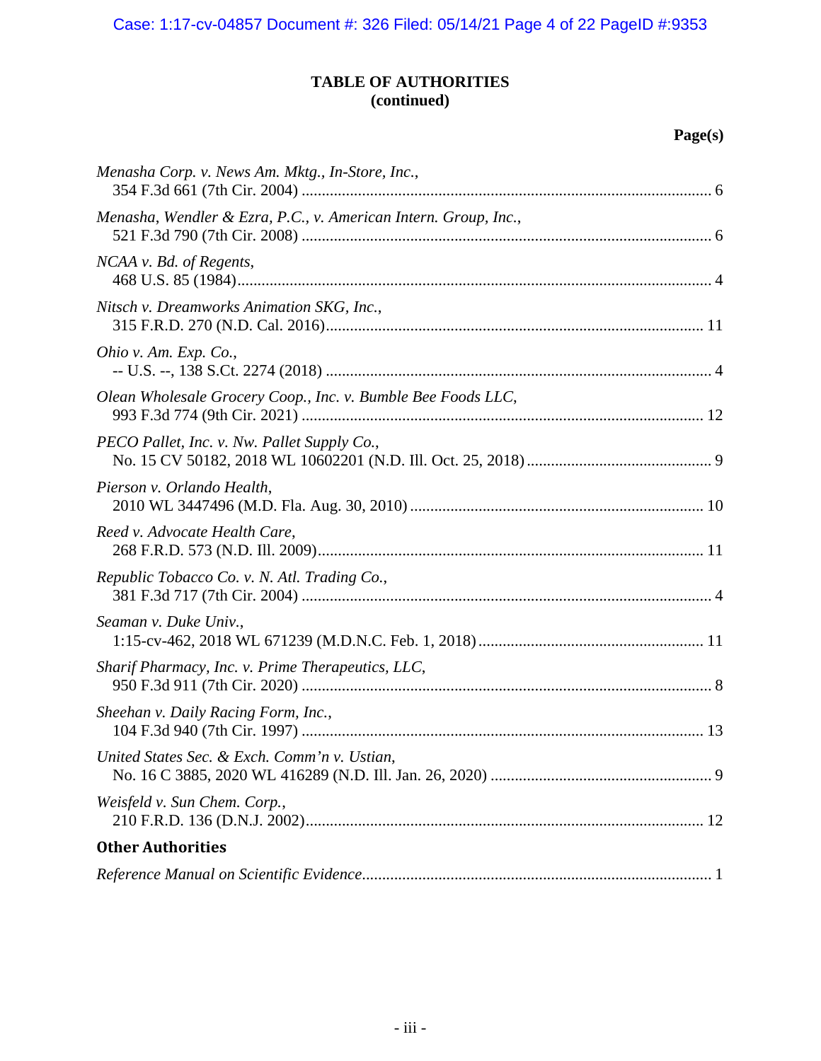**TABLE OF AUTHORITIES**
**(continued)**

**Page(s)**

*Menasha Corp. v. News Am. Mktg., In-Store, Inc.*,
354 F.3d 661 (7th Cir. 2004) .......... 6

*Menasha, Wendler & Ezra, P.C., v. American Intern. Group, Inc.*,
521 F.3d 790 (7th Cir. 2008) .......... 6

*NCAA v. Bd. of Regents*,
468 U.S. 85 (1984) .......... 4

*Nitsch v. Dreamworks Animation SKG, Inc.*,
315 F.R.D. 270 (N.D. Cal. 2016) .......... 11

*Ohio v. Am. Exp. Co.*,
-- U.S. --, 138 S.Ct. 2274 (2018) .......... 4

*Olean Wholesale Grocery Coop., Inc. v. Bumble Bee Foods LLC*,
993 F.3d 774 (9th Cir. 2021) .......... 12

*PECO Pallet, Inc. v. Nw. Pallet Supply Co.*,
No. 15 CV 50182, 2018 WL 10602201 (N.D. Ill. Oct. 25, 2018) .......... 9

*Pierson v. Orlando Health*,
2010 WL 3447496 (M.D. Fla. Aug. 30, 2010) .......... 10

*Reed v. Advocate Health Care*,
268 F.R.D. 573 (N.D. Ill. 2009) .......... 11

*Republic Tobacco Co. v. N. Atl. Trading Co.*,
381 F.3d 717 (7th Cir. 2004) .......... 4

*Seaman v. Duke Univ.*,
1:15-cv-462, 2018 WL 671239 (M.D.N.C. Feb. 1, 2018) .......... 11

*Sharif Pharmacy, Inc. v. Prime Therapeutics, LLC*,
950 F.3d 911 (7th Cir. 2020) .......... 8

*Sheehan v. Daily Racing Form, Inc.*,
104 F.3d 940 (7th Cir. 1997) .......... 13

*United States Sec. & Exch. Comm'n v. Ustian*,
No. 16 C 3885, 2020 WL 416289 (N.D. Ill. Jan. 26, 2020) .......... 9

*Weisfeld v. Sun Chem. Corp.*,
210 F.R.D. 136 (D.N.J. 2002) .......... 12

## Other Authorities

*Reference Manual on Scientific Evidence* .......... 1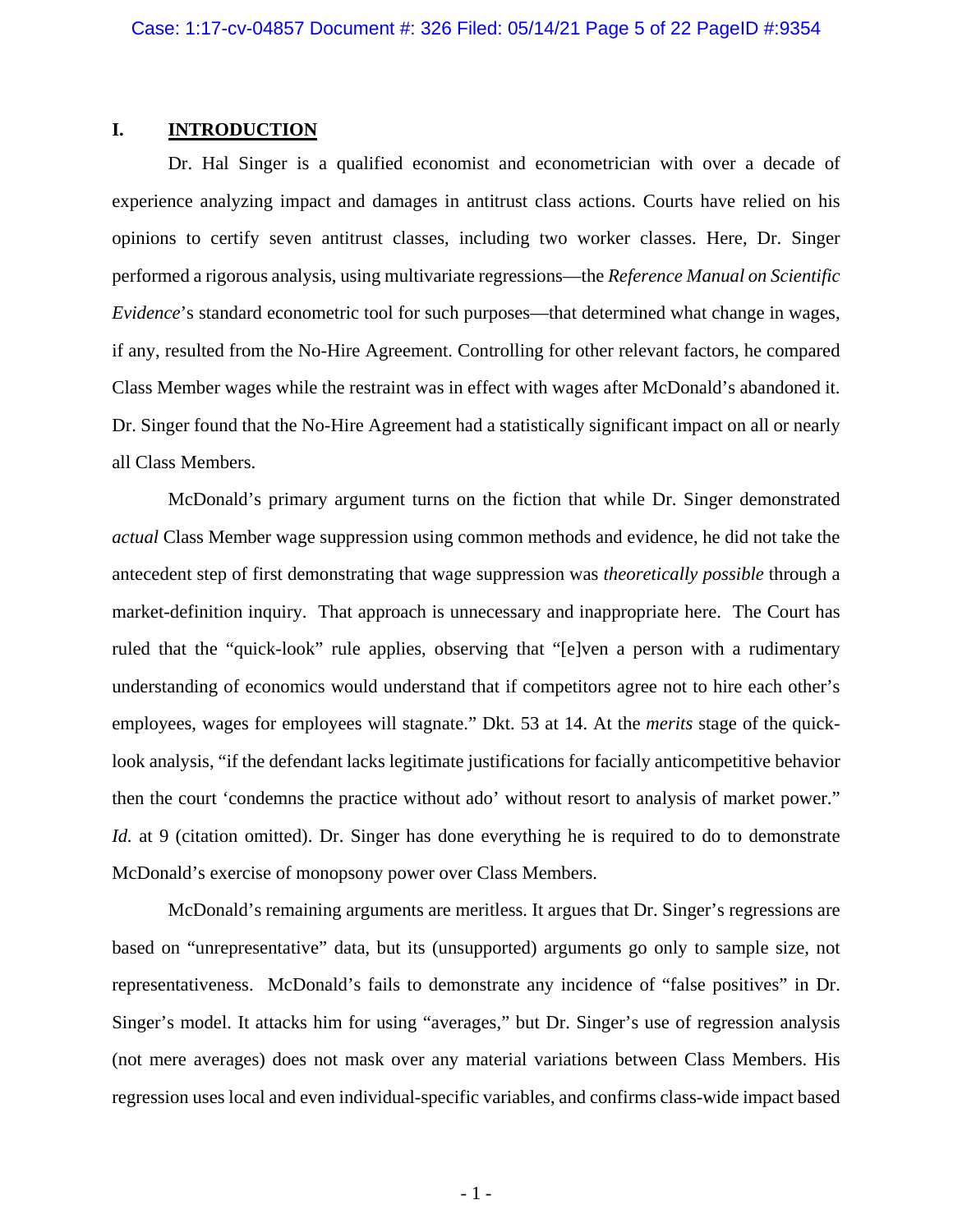## I. INTRODUCTION

Dr. Hal Singer is a qualified economist and econometrician with over a decade of experience analyzing impact and damages in antitrust class actions. Courts have relied on his opinions to certify seven antitrust classes, including two worker classes. Here, Dr. Singer performed a rigorous analysis, using multivariate regressions—the *Reference Manual on Scientific Evidence*'s standard econometric tool for such purposes—that determined what change in wages, if any, resulted from the No-Hire Agreement. Controlling for other relevant factors, he compared Class Member wages while the restraint was in effect with wages after McDonald's abandoned it. Dr. Singer found that the No-Hire Agreement had a statistically significant impact on all or nearly all Class Members.

McDonald's primary argument turns on the fiction that while Dr. Singer demonstrated *actual* Class Member wage suppression using common methods and evidence, he did not take the antecedent step of first demonstrating that wage suppression was *theoretically possible* through a market-definition inquiry. That approach is unnecessary and inappropriate here. The Court has ruled that the "quick-look" rule applies, observing that "[e]ven a person with a rudimentary understanding of economics would understand that if competitors agree not to hire each other's employees, wages for employees will stagnate." Dkt. 53 at 14. At the *merits* stage of the quick-look analysis, "if the defendant lacks legitimate justifications for facially anticompetitive behavior then the court 'condemns the practice without ado' without resort to analysis of market power." *Id.* at 9 (citation omitted). Dr. Singer has done everything he is required to do to demonstrate McDonald's exercise of monopsony power over Class Members.

McDonald's remaining arguments are meritless. It argues that Dr. Singer's regressions are based on "unrepresentative" data, but its (unsupported) arguments go only to sample size, not representativeness. McDonald's fails to demonstrate any incidence of "false positives" in Dr. Singer's model. It attacks him for using "averages," but Dr. Singer's use of regression analysis (not mere averages) does not mask over any material variations between Class Members. His regression uses local and even individual-specific variables, and confirms class-wide impact based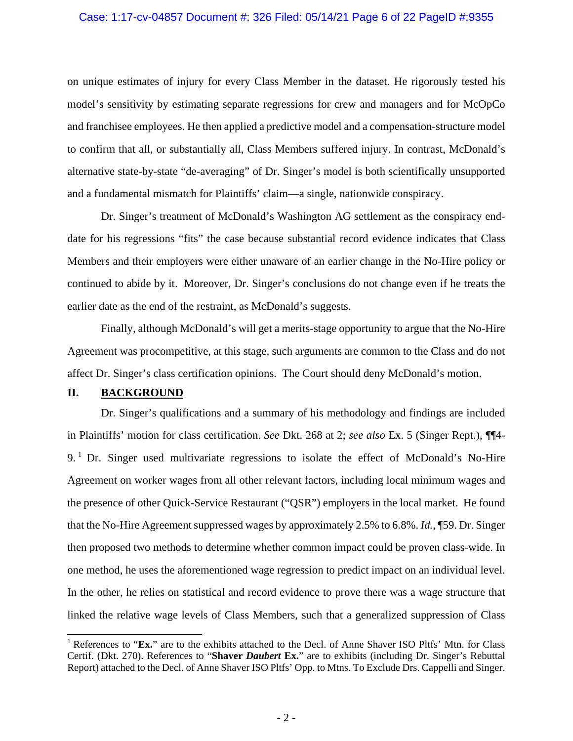on unique estimates of injury for every Class Member in the dataset. He rigorously tested his model's sensitivity by estimating separate regressions for crew and managers and for McOpCo and franchisee employees. He then applied a predictive model and a compensation-structure model to confirm that all, or substantially all, Class Members suffered injury. In contrast, McDonald's alternative state-by-state "de-averaging" of Dr. Singer's model is both scientifically unsupported and a fundamental mismatch for Plaintiffs' claim—a single, nationwide conspiracy.

Dr. Singer's treatment of McDonald's Washington AG settlement as the conspiracy end-date for his regressions "fits" the case because substantial record evidence indicates that Class Members and their employers were either unaware of an earlier change in the No-Hire policy or continued to abide by it. Moreover, Dr. Singer's conclusions do not change even if he treats the earlier date as the end of the restraint, as McDonald's suggests.

Finally, although McDonald's will get a merits-stage opportunity to argue that the No-Hire Agreement was procompetitive, at this stage, such arguments are common to the Class and do not affect Dr. Singer's class certification opinions. The Court should deny McDonald's motion.

## II. BACKGROUND

Dr. Singer's qualifications and a summary of his methodology and findings are included in Plaintiffs' motion for class certification. *See* Dkt. 268 at 2; *see also* Ex. 5 (Singer Rept.), ¶¶4-9.[1] Dr. Singer used multivariate regressions to isolate the effect of McDonald's No-Hire Agreement on worker wages from all other relevant factors, including local minimum wages and the presence of other Quick-Service Restaurant ("QSR") employers in the local market. He found that the No-Hire Agreement suppressed wages by approximately 2.5% to 6.8%. *Id.*, ¶59. Dr. Singer then proposed two methods to determine whether common impact could be proven class-wide. In one method, he uses the aforementioned wage regression to predict impact on an individual level. In the other, he relies on statistical and record evidence to prove there was a wage structure that linked the relative wage levels of Class Members, such that a generalized suppression of Class

[1] References to "**Ex.**" are to the exhibits attached to the Decl. of Anne Shaver ISO Pltfs' Mtn. for Class Certif. (Dkt. 270). References to "**Shaver *Daubert* Ex.**" are to exhibits (including Dr. Singer's Rebuttal Report) attached to the Decl. of Anne Shaver ISO Pltfs' Opp. to Mtns. To Exclude Drs. Cappelli and Singer.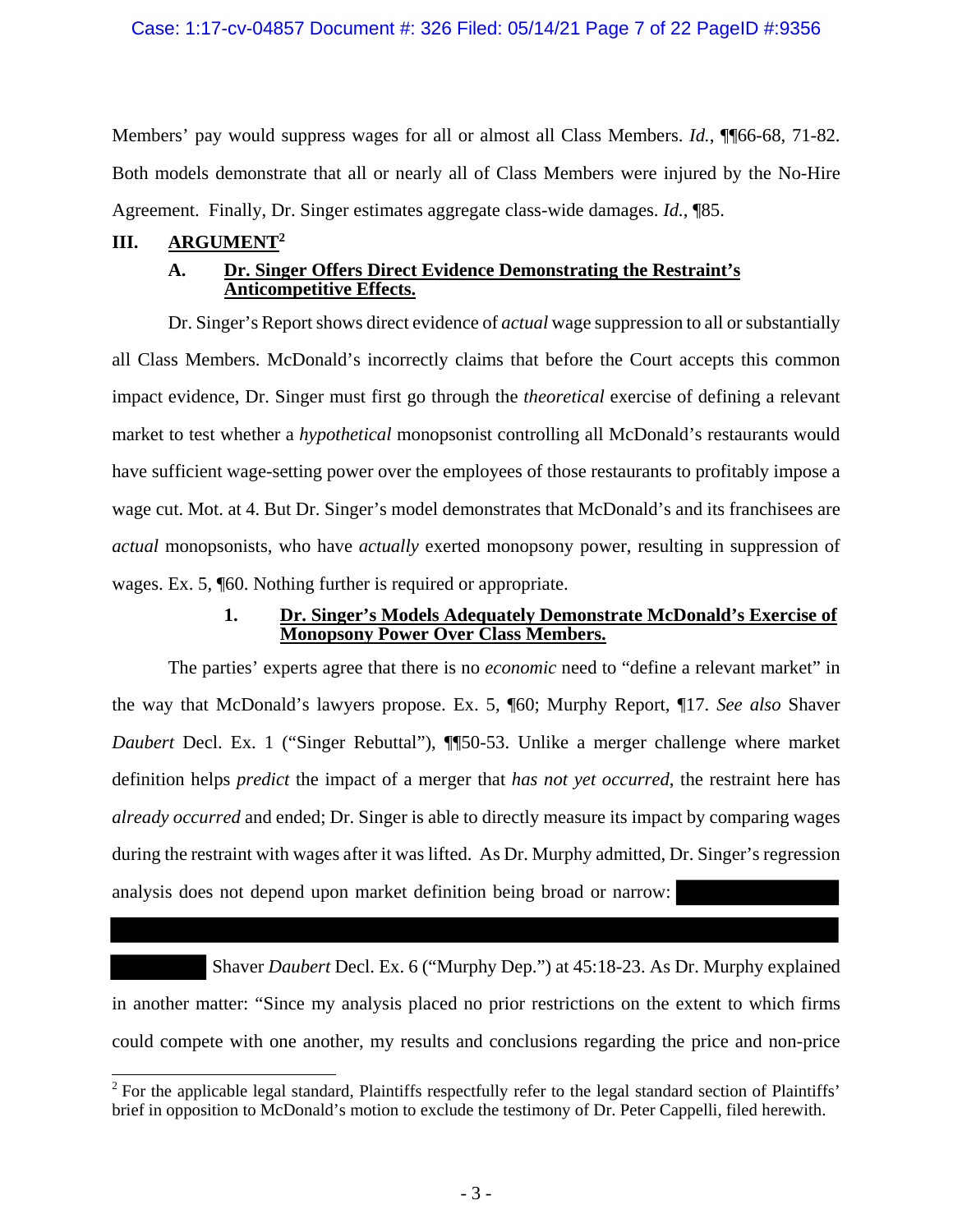Members' pay would suppress wages for all or almost all Class Members. *Id.*, ¶¶66-68, 71-82. Both models demonstrate that all or nearly all of Class Members were injured by the No-Hire Agreement. Finally, Dr. Singer estimates aggregate class-wide damages. *Id.*, ¶85.

## III. ARGUMENT[2]

### A. Dr. Singer Offers Direct Evidence Demonstrating the Restraint's Anticompetitive Effects.

Dr. Singer's Report shows direct evidence of *actual* wage suppression to all or substantially all Class Members. McDonald's incorrectly claims that before the Court accepts this common impact evidence, Dr. Singer must first go through the *theoretical* exercise of defining a relevant market to test whether a *hypothetical* monopsonist controlling all McDonald's restaurants would have sufficient wage-setting power over the employees of those restaurants to profitably impose a wage cut. Mot. at 4. But Dr. Singer's model demonstrates that McDonald's and its franchisees are *actual* monopsonists, who have *actually* exerted monopsony power, resulting in suppression of wages. Ex. 5, ¶60. Nothing further is required or appropriate.

#### 1. Dr. Singer's Models Adequately Demonstrate McDonald's Exercise of Monopsony Power Over Class Members.

The parties' experts agree that there is no *economic* need to "define a relevant market" in the way that McDonald's lawyers propose. Ex. 5, ¶60; Murphy Report, ¶17. *See also* Shaver *Daubert* Decl. Ex. 1 ("Singer Rebuttal"), ¶¶50-53. Unlike a merger challenge where market definition helps *predict* the impact of a merger that *has not yet occurred*, the restraint here has *already occurred* and ended; Dr. Singer is able to directly measure its impact by comparing wages during the restraint with wages after it was lifted. As Dr. Murphy admitted, Dr. Singer's regression analysis does not depend upon market definition being broad or narrow: [REDACTED]

[REDACTED] Shaver *Daubert* Decl. Ex. 6 ("Murphy Dep.") at 45:18-23. As Dr. Murphy explained in another matter: "Since my analysis placed no prior restrictions on the extent to which firms could compete with one another, my results and conclusions regarding the price and non-price

---

[2] For the applicable legal standard, Plaintiffs respectfully refer to the legal standard section of Plaintiffs' brief in opposition to McDonald's motion to exclude the testimony of Dr. Peter Cappelli, filed herewith.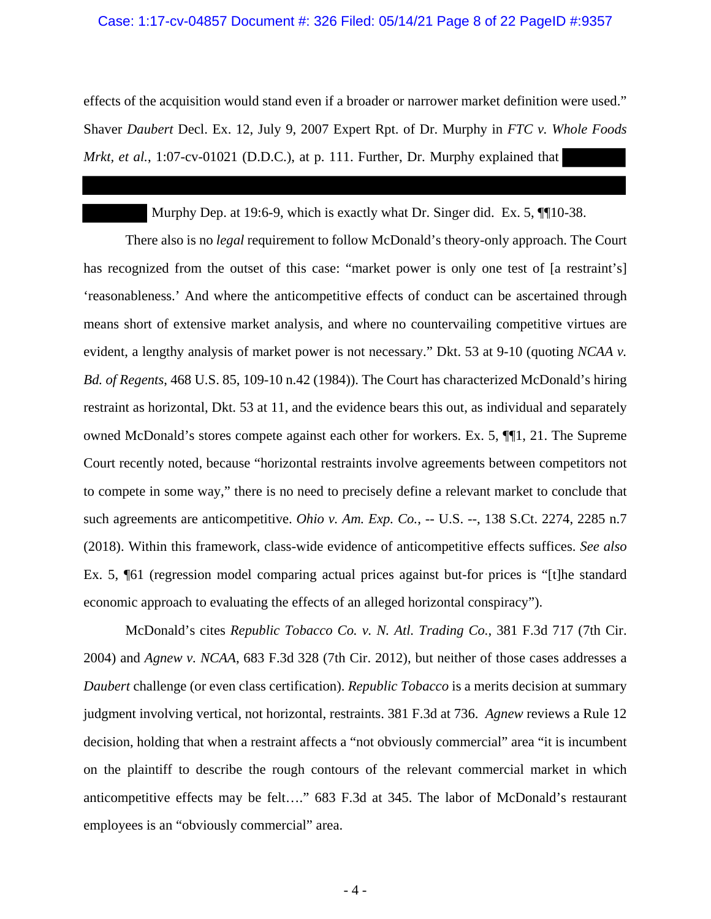effects of the acquisition would stand even if a broader or narrower market definition were used." Shaver *Daubert* Decl. Ex. 12, July 9, 2007 Expert Rpt. of Dr. Murphy in *FTC v. Whole Foods Mrkt, et al.*, 1:07-cv-01021 (D.D.C.), at p. 111. Further, Dr. Murphy explained that [REDACTED] Murphy Dep. at 19:6-9, which is exactly what Dr. Singer did. Ex. 5, ¶¶10-38.

There also is no *legal* requirement to follow McDonald's theory-only approach. The Court has recognized from the outset of this case: "market power is only one test of [a restraint's] 'reasonableness.' And where the anticompetitive effects of conduct can be ascertained through means short of extensive market analysis, and where no countervailing competitive virtues are evident, a lengthy analysis of market power is not necessary." Dkt. 53 at 9-10 (quoting *NCAA v. Bd. of Regents*, 468 U.S. 85, 109-10 n.42 (1984)). The Court has characterized McDonald's hiring restraint as horizontal, Dkt. 53 at 11, and the evidence bears this out, as individual and separately owned McDonald's stores compete against each other for workers. Ex. 5, ¶¶1, 21. The Supreme Court recently noted, because "horizontal restraints involve agreements between competitors not to compete in some way," there is no need to precisely define a relevant market to conclude that such agreements are anticompetitive. *Ohio v. Am. Exp. Co.*, -- U.S. --, 138 S.Ct. 2274, 2285 n.7 (2018). Within this framework, class-wide evidence of anticompetitive effects suffices. *See also* Ex. 5, ¶61 (regression model comparing actual prices against but-for prices is "[t]he standard economic approach to evaluating the effects of an alleged horizontal conspiracy").

McDonald's cites *Republic Tobacco Co. v. N. Atl. Trading Co.*, 381 F.3d 717 (7th Cir. 2004) and *Agnew v. NCAA*, 683 F.3d 328 (7th Cir. 2012), but neither of those cases addresses a *Daubert* challenge (or even class certification). *Republic Tobacco* is a merits decision at summary judgment involving vertical, not horizontal, restraints. 381 F.3d at 736. *Agnew* reviews a Rule 12 decision, holding that when a restraint affects a "not obviously commercial" area "it is incumbent on the plaintiff to describe the rough contours of the relevant commercial market in which anticompetitive effects may be felt…." 683 F.3d at 345. The labor of McDonald's restaurant employees is an "obviously commercial" area.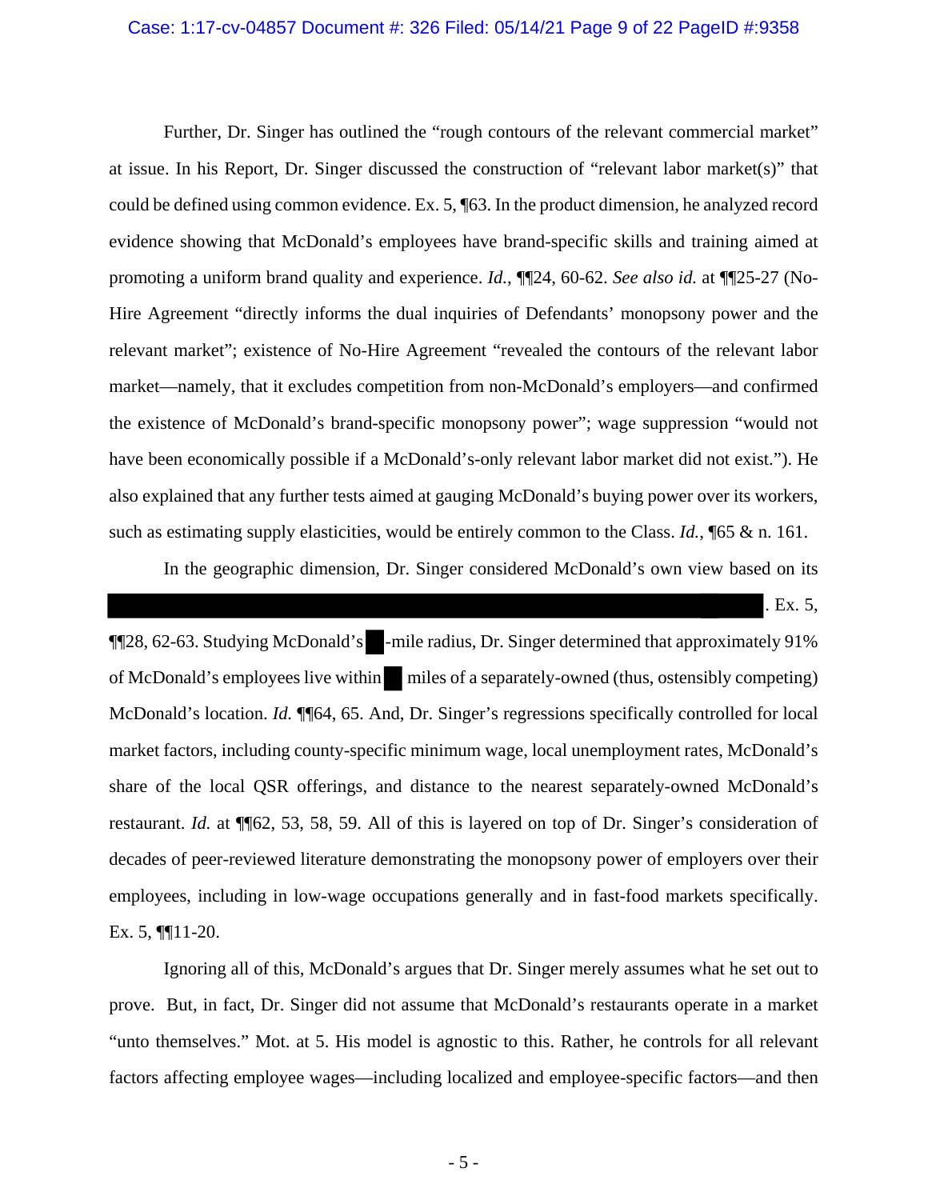Further, Dr. Singer has outlined the "rough contours of the relevant commercial market" at issue. In his Report, Dr. Singer discussed the construction of "relevant labor market(s)" that could be defined using common evidence. Ex. 5, ¶63. In the product dimension, he analyzed record evidence showing that McDonald's employees have brand-specific skills and training aimed at promoting a uniform brand quality and experience. *Id.*, ¶¶24, 60-62. *See also id.* at ¶¶25-27 (No-Hire Agreement "directly informs the dual inquiries of Defendants' monopsony power and the relevant market"; existence of No-Hire Agreement "revealed the contours of the relevant labor market—namely, that it excludes competition from non-McDonald's employers—and confirmed the existence of McDonald's brand-specific monopsony power"; wage suppression "would not have been economically possible if a McDonald's-only relevant labor market did not exist."). He also explained that any further tests aimed at gauging McDonald's buying power over its workers, such as estimating supply elasticities, would be entirely common to the Class. *Id.*, ¶65 & n. 161.

In the geographic dimension, Dr. Singer considered McDonald's own view based on its [REDACTED]. Ex. 5, ¶¶28, 62-63. Studying McDonald's [REDACTED]-mile radius, Dr. Singer determined that approximately 91% of McDonald's employees live within [REDACTED] miles of a separately-owned (thus, ostensibly competing) McDonald's location. *Id.* ¶¶64, 65. And, Dr. Singer's regressions specifically controlled for local market factors, including county-specific minimum wage, local unemployment rates, McDonald's share of the local QSR offerings, and distance to the nearest separately-owned McDonald's restaurant. *Id.* at ¶¶62, 53, 58, 59. All of this is layered on top of Dr. Singer's consideration of decades of peer-reviewed literature demonstrating the monopsony power of employers over their employees, including in low-wage occupations generally and in fast-food markets specifically. Ex. 5, ¶¶11-20.

Ignoring all of this, McDonald's argues that Dr. Singer merely assumes what he set out to prove. But, in fact, Dr. Singer did not assume that McDonald's restaurants operate in a market "unto themselves." Mot. at 5. His model is agnostic to this. Rather, he controls for all relevant factors affecting employee wages—including localized and employee-specific factors—and then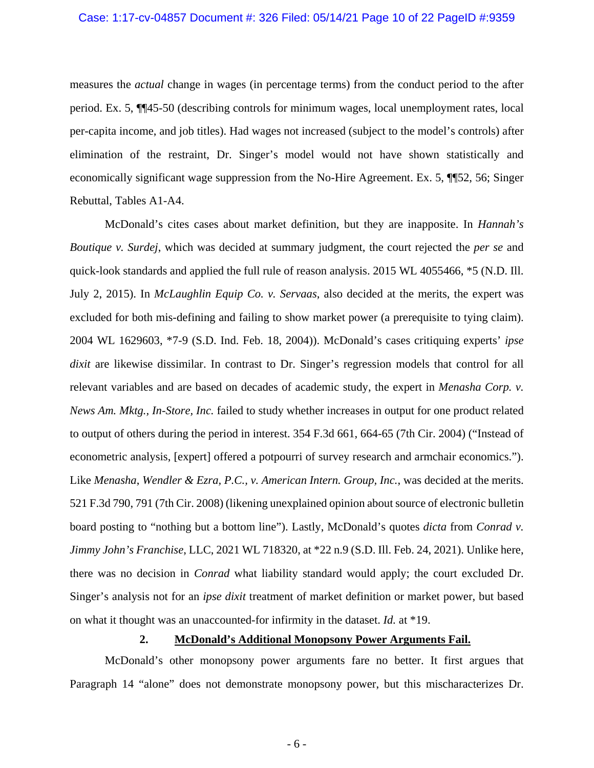measures the *actual* change in wages (in percentage terms) from the conduct period to the after period. Ex. 5, ¶¶45-50 (describing controls for minimum wages, local unemployment rates, local per-capita income, and job titles). Had wages not increased (subject to the model's controls) after elimination of the restraint, Dr. Singer's model would not have shown statistically and economically significant wage suppression from the No-Hire Agreement. Ex. 5, ¶¶52, 56; Singer Rebuttal, Tables A1-A4.

McDonald's cites cases about market definition, but they are inapposite. In *Hannah's Boutique v. Surdej*, which was decided at summary judgment, the court rejected the *per se* and quick-look standards and applied the full rule of reason analysis. 2015 WL 4055466, *5 (N.D. Ill. July 2, 2015). In *McLaughlin Equip Co. v. Servaas*, also decided at the merits, the expert was excluded for both mis-defining and failing to show market power (a prerequisite to tying claim). 2004 WL 1629603, *7-9 (S.D. Ind. Feb. 18, 2004)). McDonald's cases critiquing experts' *ipse dixit* are likewise dissimilar. In contrast to Dr. Singer's regression models that control for all relevant variables and are based on decades of academic study, the expert in *Menasha Corp. v. News Am. Mktg., In-Store, Inc.* failed to study whether increases in output for one product related to output of others during the period in interest. 354 F.3d 661, 664-65 (7th Cir. 2004) ("Instead of econometric analysis, [expert] offered a potpourri of survey research and armchair economics."). Like *Menasha*, *Wendler & Ezra, P.C., v. American Intern. Group, Inc.*, was decided at the merits. 521 F.3d 790, 791 (7th Cir. 2008) (likening unexplained opinion about source of electronic bulletin board posting to "nothing but a bottom line"). Lastly, McDonald's quotes *dicta* from *Conrad v. Jimmy John's Franchise*, LLC, 2021 WL 718320, at *22 n.9 (S.D. Ill. Feb. 24, 2021). Unlike here, there was no decision in *Conrad* what liability standard would apply; the court excluded Dr. Singer's analysis not for an *ipse dixit* treatment of market definition or market power, but based on what it thought was an unaccounted-for infirmity in the dataset. *Id.* at *19.

### 2. McDonald's Additional Monopsony Power Arguments Fail.

McDonald's other monopsony power arguments fare no better. It first argues that Paragraph 14 "alone" does not demonstrate monopsony power, but this mischaracterizes Dr.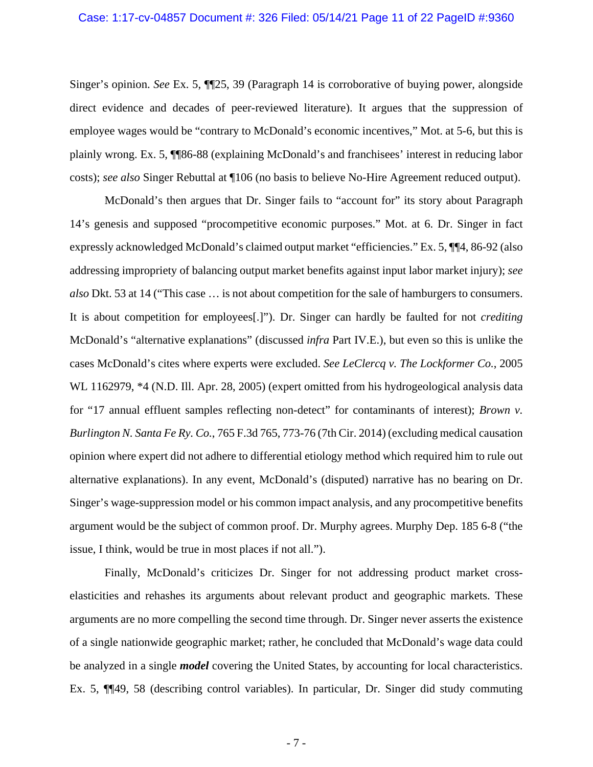Singer's opinion. *See* Ex. 5, ¶¶25, 39 (Paragraph 14 is corroborative of buying power, alongside direct evidence and decades of peer-reviewed literature). It argues that the suppression of employee wages would be "contrary to McDonald's economic incentives," Mot. at 5-6, but this is plainly wrong. Ex. 5, ¶¶86-88 (explaining McDonald's and franchisees' interest in reducing labor costs); *see also* Singer Rebuttal at ¶106 (no basis to believe No-Hire Agreement reduced output).

McDonald's then argues that Dr. Singer fails to "account for" its story about Paragraph 14's genesis and supposed "procompetitive economic purposes." Mot. at 6. Dr. Singer in fact expressly acknowledged McDonald's claimed output market "efficiencies." Ex. 5, ¶¶4, 86-92 (also addressing impropriety of balancing output market benefits against input labor market injury); *see also* Dkt. 53 at 14 ("This case … is not about competition for the sale of hamburgers to consumers. It is about competition for employees[.]"). Dr. Singer can hardly be faulted for not *crediting* McDonald's "alternative explanations" (discussed *infra* Part IV.E.), but even so this is unlike the cases McDonald's cites where experts were excluded. *See LeClercq v. The Lockformer Co.*, 2005 WL 1162979, *4 (N.D. Ill. Apr. 28, 2005) (expert omitted from his hydrogeological analysis data for "17 annual effluent samples reflecting non-detect" for contaminants of interest); *Brown v. Burlington N. Santa Fe Ry. Co.*, 765 F.3d 765, 773-76 (7th Cir. 2014) (excluding medical causation opinion where expert did not adhere to differential etiology method which required him to rule out alternative explanations). In any event, McDonald's (disputed) narrative has no bearing on Dr. Singer's wage-suppression model or his common impact analysis, and any procompetitive benefits argument would be the subject of common proof. Dr. Murphy agrees. Murphy Dep. 185 6-8 ("the issue, I think, would be true in most places if not all.").

Finally, McDonald's criticizes Dr. Singer for not addressing product market cross-elasticities and rehashes its arguments about relevant product and geographic markets. These arguments are no more compelling the second time through. Dr. Singer never asserts the existence of a single nationwide geographic market; rather, he concluded that McDonald's wage data could be analyzed in a single ***model*** covering the United States, by accounting for local characteristics. Ex. 5, ¶¶49, 58 (describing control variables). In particular, Dr. Singer did study commuting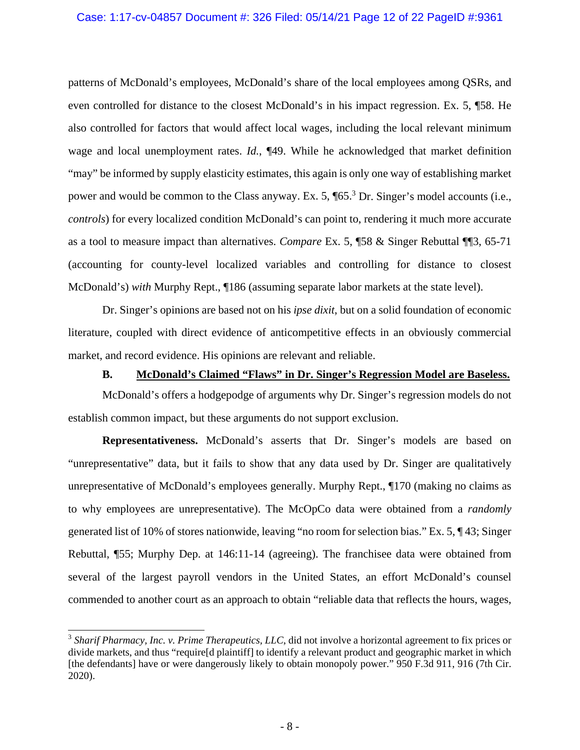patterns of McDonald's employees, McDonald's share of the local employees among QSRs, and even controlled for distance to the closest McDonald's in his impact regression. Ex. 5, ¶58. He also controlled for factors that would affect local wages, including the local relevant minimum wage and local unemployment rates. *Id.*, ¶49. While he acknowledged that market definition "may" be informed by supply elasticity estimates, this again is only one way of establishing market power and would be common to the Class anyway. Ex. 5, ¶65.[3] Dr. Singer's model accounts (i.e., *controls*) for every localized condition McDonald's can point to, rendering it much more accurate as a tool to measure impact than alternatives. *Compare* Ex. 5, ¶58 & Singer Rebuttal ¶¶3, 65-71 (accounting for county-level localized variables and controlling for distance to closest McDonald's) *with* Murphy Rept., ¶186 (assuming separate labor markets at the state level).

Dr. Singer's opinions are based not on his *ipse dixit*, but on a solid foundation of economic literature, coupled with direct evidence of anticompetitive effects in an obviously commercial market, and record evidence. His opinions are relevant and reliable.

### B. McDonald's Claimed "Flaws" in Dr. Singer's Regression Model are Baseless.

McDonald's offers a hodgepodge of arguments why Dr. Singer's regression models do not establish common impact, but these arguments do not support exclusion.

**Representativeness.** McDonald's asserts that Dr. Singer's models are based on "unrepresentative" data, but it fails to show that any data used by Dr. Singer are qualitatively unrepresentative of McDonald's employees generally. Murphy Rept., ¶170 (making no claims as to why employees are unrepresentative). The McOpCo data were obtained from a *randomly* generated list of 10% of stores nationwide, leaving "no room for selection bias." Ex. 5, ¶ 43; Singer Rebuttal, ¶55; Murphy Dep. at 146:11-14 (agreeing). The franchisee data were obtained from several of the largest payroll vendors in the United States, an effort McDonald's counsel commended to another court as an approach to obtain "reliable data that reflects the hours, wages,

---

[3] *Sharif Pharmacy, Inc. v. Prime Therapeutics, LLC*, did not involve a horizontal agreement to fix prices or divide markets, and thus "require[d plaintiff] to identify a relevant product and geographic market in which [the defendants] have or were dangerously likely to obtain monopoly power." 950 F.3d 911, 916 (7th Cir. 2020).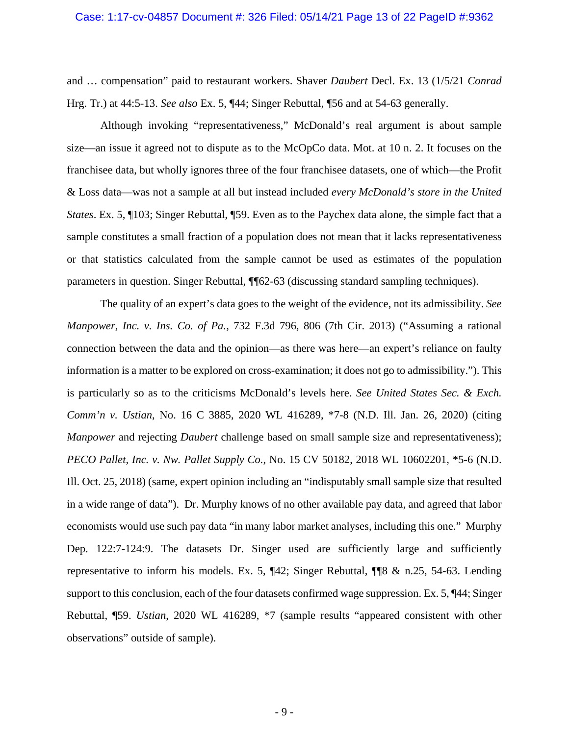and … compensation" paid to restaurant workers. Shaver *Daubert* Decl. Ex. 13 (1/5/21 *Conrad* Hrg. Tr.) at 44:5-13. *See also* Ex. 5, ¶44; Singer Rebuttal, ¶56 and at 54-63 generally.

Although invoking "representativeness," McDonald's real argument is about sample size—an issue it agreed not to dispute as to the McOpCo data. Mot. at 10 n. 2. It focuses on the franchisee data, but wholly ignores three of the four franchisee datasets, one of which—the Profit & Loss data—was not a sample at all but instead included *every McDonald's store in the United States*. Ex. 5, ¶103; Singer Rebuttal, ¶59. Even as to the Paychex data alone, the simple fact that a sample constitutes a small fraction of a population does not mean that it lacks representativeness or that statistics calculated from the sample cannot be used as estimates of the population parameters in question. Singer Rebuttal, ¶¶62-63 (discussing standard sampling techniques).

The quality of an expert's data goes to the weight of the evidence, not its admissibility. *See Manpower, Inc. v. Ins. Co. of Pa.*, 732 F.3d 796, 806 (7th Cir. 2013) ("Assuming a rational connection between the data and the opinion—as there was here—an expert's reliance on faulty information is a matter to be explored on cross-examination; it does not go to admissibility."). This is particularly so as to the criticisms McDonald's levels here. *See United States Sec. & Exch. Comm'n v. Ustian*, No. 16 C 3885, 2020 WL 416289, \*7-8 (N.D. Ill. Jan. 26, 2020) (citing *Manpower* and rejecting *Daubert* challenge based on small sample size and representativeness); *PECO Pallet, Inc. v. Nw. Pallet Supply Co.*, No. 15 CV 50182, 2018 WL 10602201, \*5-6 (N.D. Ill. Oct. 25, 2018) (same, expert opinion including an "indisputably small sample size that resulted in a wide range of data"). Dr. Murphy knows of no other available pay data, and agreed that labor economists would use such pay data "in many labor market analyses, including this one." Murphy Dep. 122:7-124:9. The datasets Dr. Singer used are sufficiently large and sufficiently representative to inform his models. Ex. 5, ¶42; Singer Rebuttal, ¶¶8 & n.25, 54-63. Lending support to this conclusion, each of the four datasets confirmed wage suppression. Ex. 5, ¶44; Singer Rebuttal, ¶59. *Ustian*, 2020 WL 416289, \*7 (sample results "appeared consistent with other observations" outside of sample).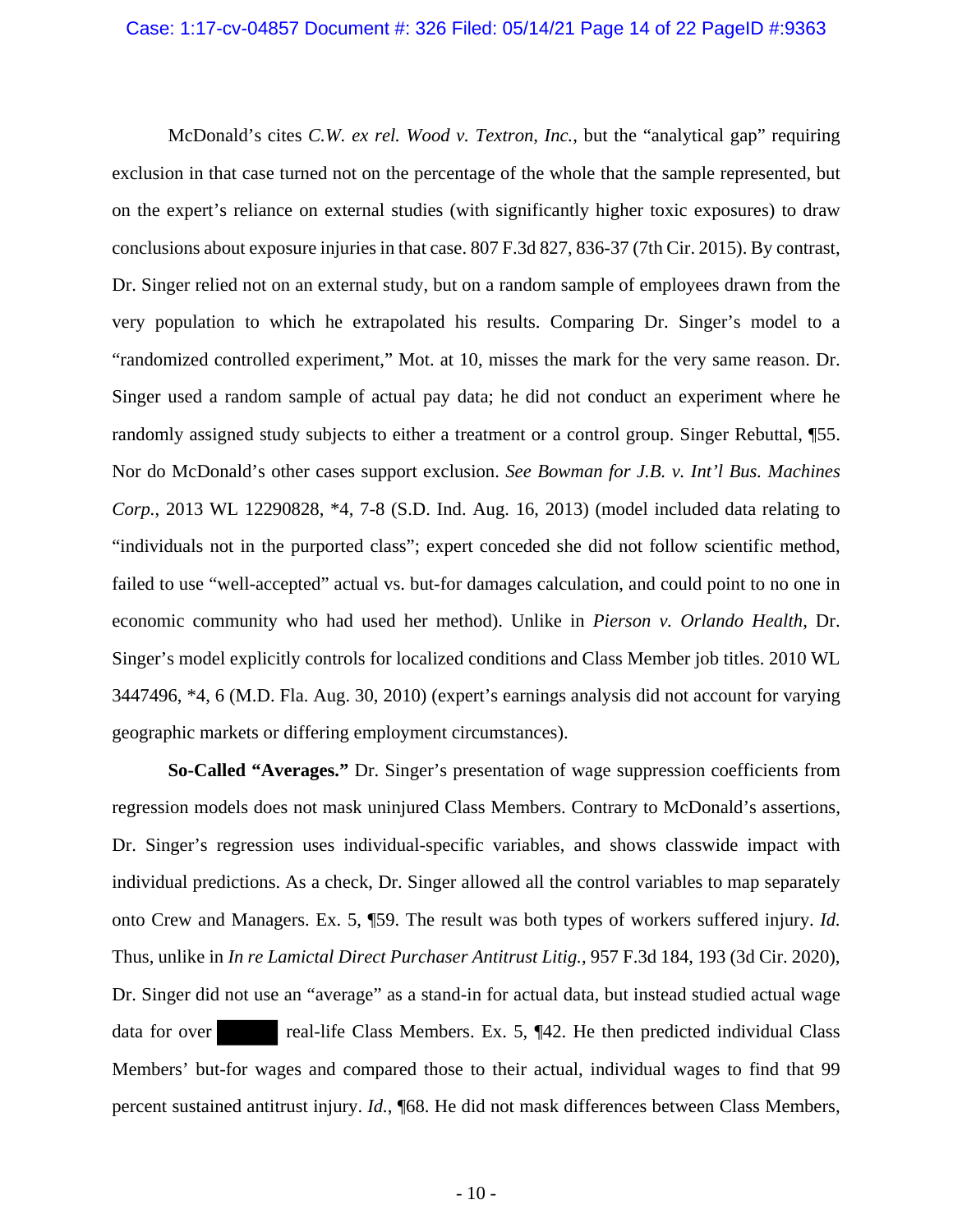McDonald's cites *C.W. ex rel. Wood v. Textron, Inc.*, but the "analytical gap" requiring exclusion in that case turned not on the percentage of the whole that the sample represented, but on the expert's reliance on external studies (with significantly higher toxic exposures) to draw conclusions about exposure injuries in that case. 807 F.3d 827, 836-37 (7th Cir. 2015). By contrast, Dr. Singer relied not on an external study, but on a random sample of employees drawn from the very population to which he extrapolated his results. Comparing Dr. Singer's model to a "randomized controlled experiment," Mot. at 10, misses the mark for the very same reason. Dr. Singer used a random sample of actual pay data; he did not conduct an experiment where he randomly assigned study subjects to either a treatment or a control group. Singer Rebuttal, ¶55. Nor do McDonald's other cases support exclusion. *See Bowman for J.B. v. Int'l Bus. Machines Corp.*, 2013 WL 12290828, *4, 7-8 (S.D. Ind. Aug. 16, 2013) (model included data relating to "individuals not in the purported class"; expert conceded she did not follow scientific method, failed to use "well-accepted" actual vs. but-for damages calculation, and could point to no one in economic community who had used her method). Unlike in *Pierson v. Orlando Health*, Dr. Singer's model explicitly controls for localized conditions and Class Member job titles. 2010 WL 3447496, *4, 6 (M.D. Fla. Aug. 30, 2010) (expert's earnings analysis did not account for varying geographic markets or differing employment circumstances).

**So-Called "Averages."** Dr. Singer's presentation of wage suppression coefficients from regression models does not mask uninjured Class Members. Contrary to McDonald's assertions, Dr. Singer's regression uses individual-specific variables, and shows classwide impact with individual predictions. As a check, Dr. Singer allowed all the control variables to map separately onto Crew and Managers. Ex. 5, ¶59. The result was both types of workers suffered injury. *Id.* Thus, unlike in *In re Lamictal Direct Purchaser Antitrust Litig.*, 957 F.3d 184, 193 (3d Cir. 2020), Dr. Singer did not use an "average" as a stand-in for actual data, but instead studied actual wage data for over [REDACTED] real-life Class Members. Ex. 5, ¶42. He then predicted individual Class Members' but-for wages and compared those to their actual, individual wages to find that 99 percent sustained antitrust injury. *Id.*, ¶68. He did not mask differences between Class Members,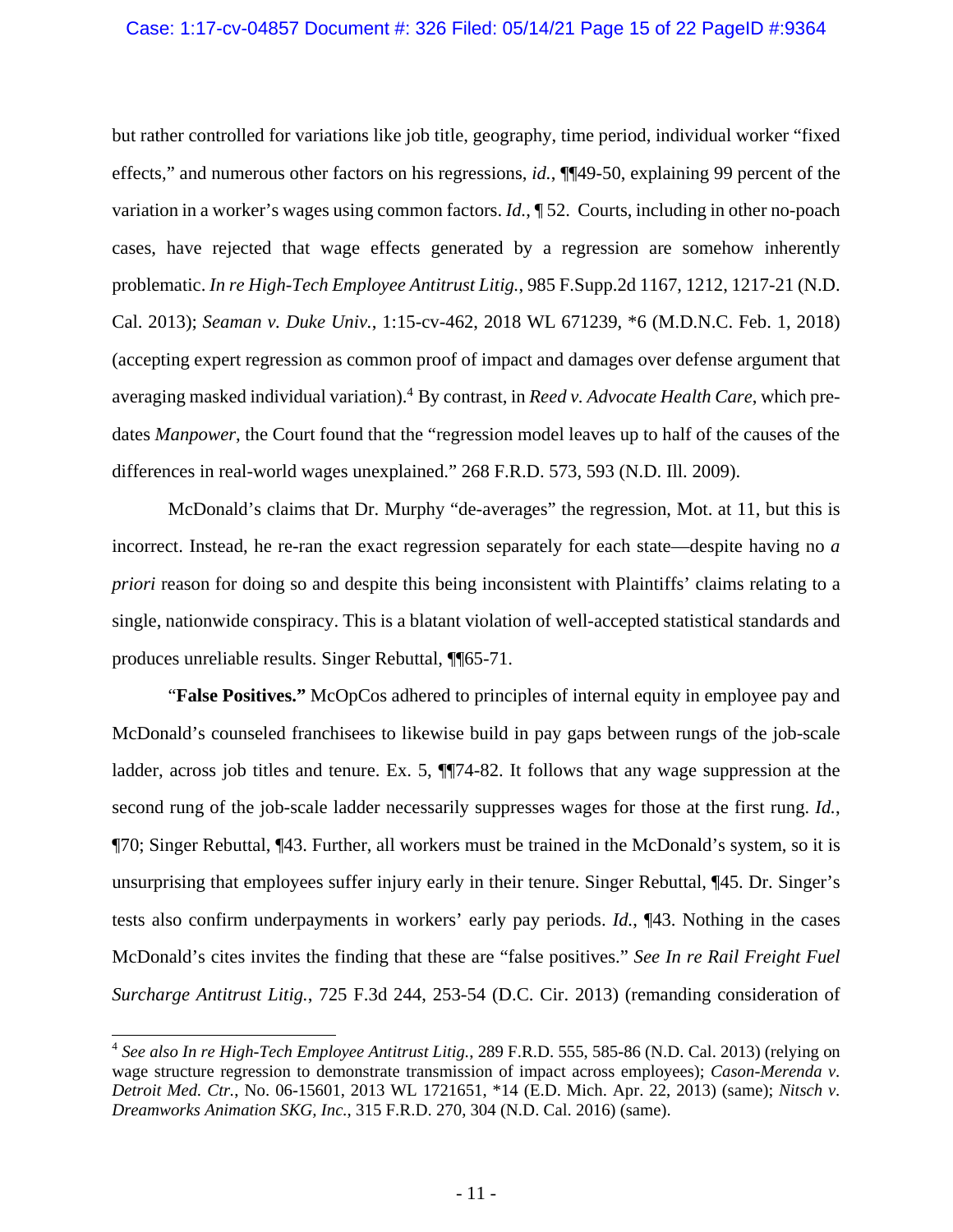but rather controlled for variations like job title, geography, time period, individual worker "fixed effects," and numerous other factors on his regressions, *id.*, ¶¶49-50, explaining 99 percent of the variation in a worker's wages using common factors. *Id.*, ¶ 52. Courts, including in other no-poach cases, have rejected that wage effects generated by a regression are somehow inherently problematic. *In re High-Tech Employee Antitrust Litig.*, 985 F.Supp.2d 1167, 1212, 1217-21 (N.D. Cal. 2013); *Seaman v. Duke Univ.*, 1:15-cv-462, 2018 WL 671239, *6 (M.D.N.C. Feb. 1, 2018) (accepting expert regression as common proof of impact and damages over defense argument that averaging masked individual variation).[4] By contrast, in *Reed v. Advocate Health Care*, which predates *Manpower*, the Court found that the "regression model leaves up to half of the causes of the differences in real-world wages unexplained." 268 F.R.D. 573, 593 (N.D. Ill. 2009).

McDonald's claims that Dr. Murphy "de-averages" the regression, Mot. at 11, but this is incorrect. Instead, he re-ran the exact regression separately for each state—despite having no *a priori* reason for doing so and despite this being inconsistent with Plaintiffs' claims relating to a single, nationwide conspiracy. This is a blatant violation of well-accepted statistical standards and produces unreliable results. Singer Rebuttal, ¶¶65-71.

"**False Positives."** McOpCos adhered to principles of internal equity in employee pay and McDonald's counseled franchisees to likewise build in pay gaps between rungs of the job-scale ladder, across job titles and tenure. Ex. 5, ¶¶74-82. It follows that any wage suppression at the second rung of the job-scale ladder necessarily suppresses wages for those at the first rung. *Id.*, ¶70; Singer Rebuttal, ¶43. Further, all workers must be trained in the McDonald's system, so it is unsurprising that employees suffer injury early in their tenure. Singer Rebuttal, ¶45. Dr. Singer's tests also confirm underpayments in workers' early pay periods. *Id.*, ¶43. Nothing in the cases McDonald's cites invites the finding that these are "false positives." *See In re Rail Freight Fuel Surcharge Antitrust Litig.*, 725 F.3d 244, 253-54 (D.C. Cir. 2013) (remanding consideration of

[4] *See also In re High-Tech Employee Antitrust Litig.*, 289 F.R.D. 555, 585-86 (N.D. Cal. 2013) (relying on wage structure regression to demonstrate transmission of impact across employees); *Cason-Merenda v. Detroit Med. Ctr.*, No. 06-15601, 2013 WL 1721651, *14 (E.D. Mich. Apr. 22, 2013) (same); *Nitsch v. Dreamworks Animation SKG, Inc.*, 315 F.R.D. 270, 304 (N.D. Cal. 2016) (same).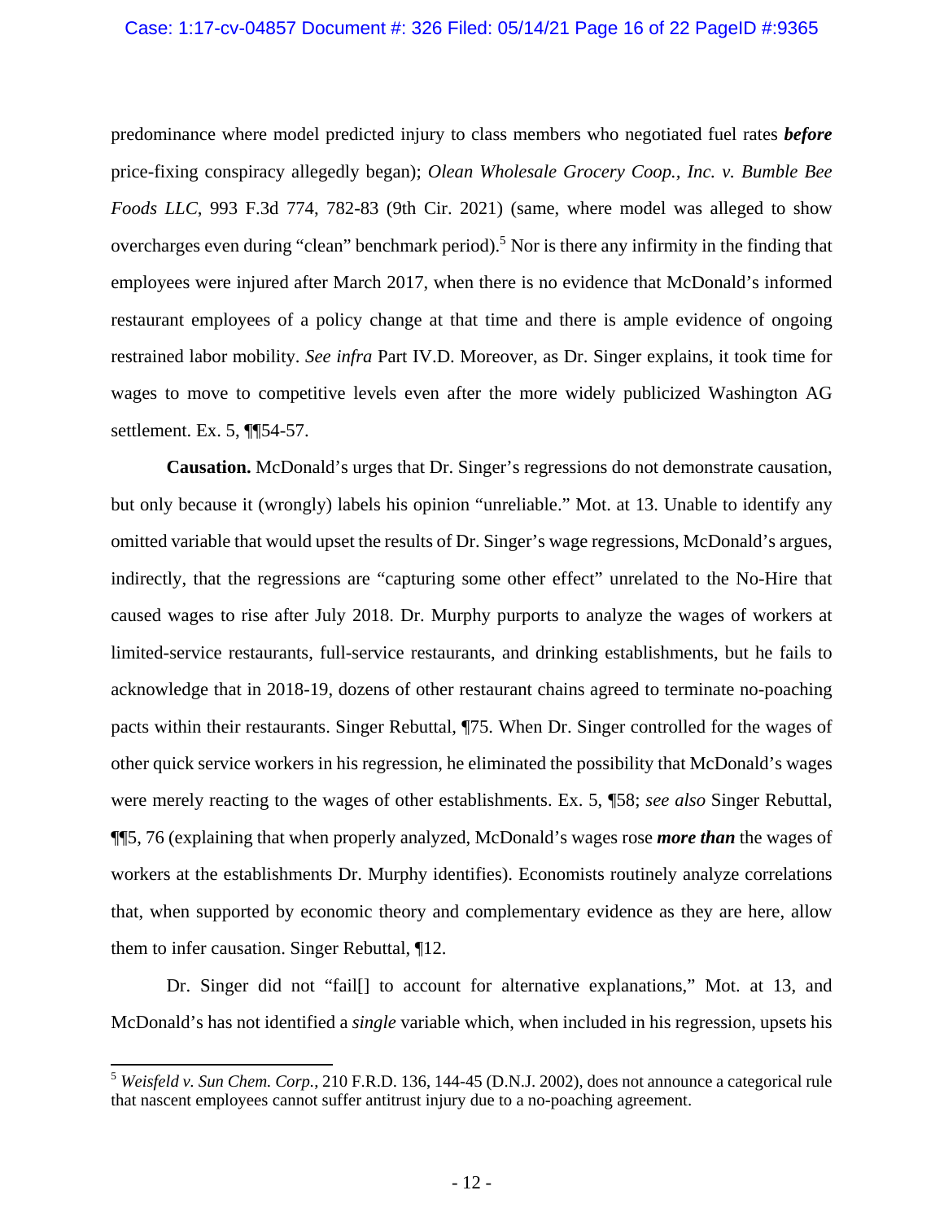predominance where model predicted injury to class members who negotiated fuel rates ***before*** price-fixing conspiracy allegedly began); *Olean Wholesale Grocery Coop., Inc. v. Bumble Bee Foods LLC*, 993 F.3d 774, 782-83 (9th Cir. 2021) (same, where model was alleged to show overcharges even during "clean" benchmark period).[5] Nor is there any infirmity in the finding that employees were injured after March 2017, when there is no evidence that McDonald's informed restaurant employees of a policy change at that time and there is ample evidence of ongoing restrained labor mobility. *See infra* Part IV.D. Moreover, as Dr. Singer explains, it took time for wages to move to competitive levels even after the more widely publicized Washington AG settlement. Ex. 5, ¶¶54-57.

**Causation.** McDonald's urges that Dr. Singer's regressions do not demonstrate causation, but only because it (wrongly) labels his opinion "unreliable." Mot. at 13. Unable to identify any omitted variable that would upset the results of Dr. Singer's wage regressions, McDonald's argues, indirectly, that the regressions are "capturing some other effect" unrelated to the No-Hire that caused wages to rise after July 2018. Dr. Murphy purports to analyze the wages of workers at limited-service restaurants, full-service restaurants, and drinking establishments, but he fails to acknowledge that in 2018-19, dozens of other restaurant chains agreed to terminate no-poaching pacts within their restaurants. Singer Rebuttal, ¶75. When Dr. Singer controlled for the wages of other quick service workers in his regression, he eliminated the possibility that McDonald's wages were merely reacting to the wages of other establishments. Ex. 5, ¶58; *see also* Singer Rebuttal, ¶¶5, 76 (explaining that when properly analyzed, McDonald's wages rose ***more than*** the wages of workers at the establishments Dr. Murphy identifies). Economists routinely analyze correlations that, when supported by economic theory and complementary evidence as they are here, allow them to infer causation. Singer Rebuttal, ¶12.

Dr. Singer did not "fail[] to account for alternative explanations," Mot. at 13, and McDonald's has not identified a *single* variable which, when included in his regression, upsets his

---

[5] *Weisfeld v. Sun Chem. Corp.*, 210 F.R.D. 136, 144-45 (D.N.J. 2002), does not announce a categorical rule that nascent employees cannot suffer antitrust injury due to a no-poaching agreement.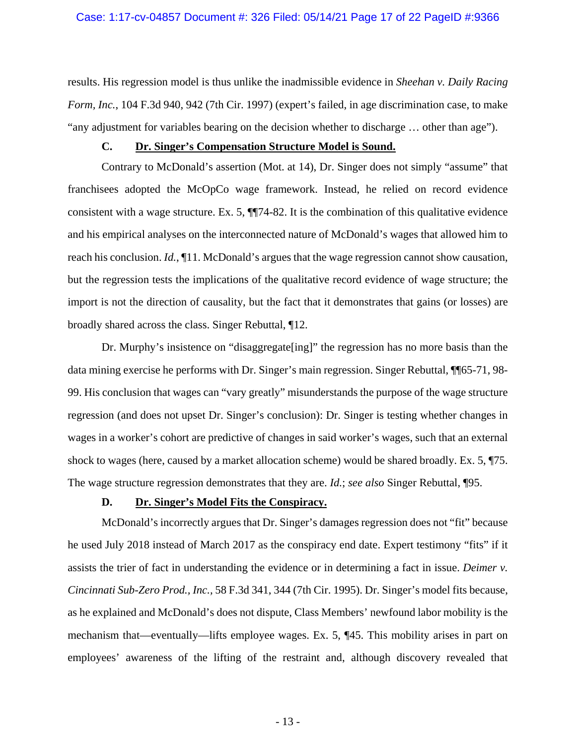results. His regression model is thus unlike the inadmissible evidence in *Sheehan v. Daily Racing Form, Inc.*, 104 F.3d 940, 942 (7th Cir. 1997) (expert's failed, in age discrimination case, to make "any adjustment for variables bearing on the decision whether to discharge … other than age").

### C. Dr. Singer's Compensation Structure Model is Sound.

Contrary to McDonald's assertion (Mot. at 14), Dr. Singer does not simply "assume" that franchisees adopted the McOpCo wage framework. Instead, he relied on record evidence consistent with a wage structure. Ex. 5, ¶¶74-82. It is the combination of this qualitative evidence and his empirical analyses on the interconnected nature of McDonald's wages that allowed him to reach his conclusion. *Id.*, ¶11. McDonald's argues that the wage regression cannot show causation, but the regression tests the implications of the qualitative record evidence of wage structure; the import is not the direction of causality, but the fact that it demonstrates that gains (or losses) are broadly shared across the class. Singer Rebuttal, ¶12.

Dr. Murphy's insistence on "disaggregate[ing]" the regression has no more basis than the data mining exercise he performs with Dr. Singer's main regression. Singer Rebuttal, ¶¶65-71, 98-99. His conclusion that wages can "vary greatly" misunderstands the purpose of the wage structure regression (and does not upset Dr. Singer's conclusion): Dr. Singer is testing whether changes in wages in a worker's cohort are predictive of changes in said worker's wages, such that an external shock to wages (here, caused by a market allocation scheme) would be shared broadly. Ex. 5, ¶75. The wage structure regression demonstrates that they are. *Id.*; *see also* Singer Rebuttal, ¶95.

### D. Dr. Singer's Model Fits the Conspiracy.

McDonald's incorrectly argues that Dr. Singer's damages regression does not "fit" because he used July 2018 instead of March 2017 as the conspiracy end date. Expert testimony "fits" if it assists the trier of fact in understanding the evidence or in determining a fact in issue. *Deimer v. Cincinnati Sub-Zero Prod., Inc.*, 58 F.3d 341, 344 (7th Cir. 1995). Dr. Singer's model fits because, as he explained and McDonald's does not dispute, Class Members' newfound labor mobility is the mechanism that—eventually—lifts employee wages. Ex. 5, ¶45. This mobility arises in part on employees' awareness of the lifting of the restraint and, although discovery revealed that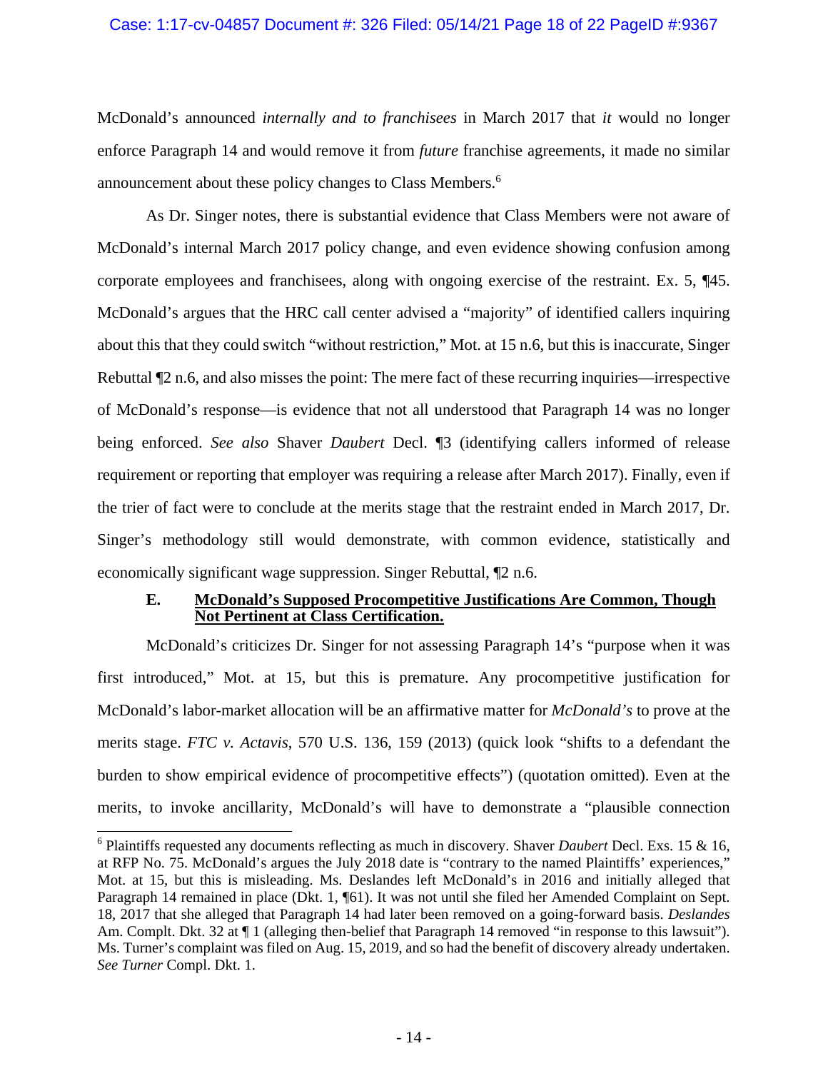McDonald's announced *internally and to franchisees* in March 2017 that *it* would no longer enforce Paragraph 14 and would remove it from *future* franchise agreements, it made no similar announcement about these policy changes to Class Members.[6]

As Dr. Singer notes, there is substantial evidence that Class Members were not aware of McDonald's internal March 2017 policy change, and even evidence showing confusion among corporate employees and franchisees, along with ongoing exercise of the restraint. Ex. 5, ¶45. McDonald's argues that the HRC call center advised a "majority" of identified callers inquiring about this that they could switch "without restriction," Mot. at 15 n.6, but this is inaccurate, Singer Rebuttal ¶2 n.6, and also misses the point: The mere fact of these recurring inquiries—irrespective of McDonald's response—is evidence that not all understood that Paragraph 14 was no longer being enforced. *See also* Shaver *Daubert* Decl. ¶3 (identifying callers informed of release requirement or reporting that employer was requiring a release after March 2017). Finally, even if the trier of fact were to conclude at the merits stage that the restraint ended in March 2017, Dr. Singer's methodology still would demonstrate, with common evidence, statistically and economically significant wage suppression. Singer Rebuttal, ¶2 n.6.

### E. McDonald's Supposed Procompetitive Justifications Are Common, Though Not Pertinent at Class Certification.

McDonald's criticizes Dr. Singer for not assessing Paragraph 14's "purpose when it was first introduced," Mot. at 15, but this is premature. Any procompetitive justification for McDonald's labor-market allocation will be an affirmative matter for *McDonald's* to prove at the merits stage. *FTC v. Actavis*, 570 U.S. 136, 159 (2013) (quick look "shifts to a defendant the burden to show empirical evidence of procompetitive effects") (quotation omitted). Even at the merits, to invoke ancillarity, McDonald's will have to demonstrate a "plausible connection

---

[6] Plaintiffs requested any documents reflecting as much in discovery. Shaver *Daubert* Decl. Exs. 15 & 16, at RFP No. 75. McDonald's argues the July 2018 date is "contrary to the named Plaintiffs' experiences," Mot. at 15, but this is misleading. Ms. Deslandes left McDonald's in 2016 and initially alleged that Paragraph 14 remained in place (Dkt. 1, ¶61). It was not until she filed her Amended Complaint on Sept. 18, 2017 that she alleged that Paragraph 14 had later been removed on a going-forward basis. *Deslandes* Am. Complt. Dkt. 32 at ¶ 1 (alleging then-belief that Paragraph 14 removed "in response to this lawsuit"). Ms. Turner's complaint was filed on Aug. 15, 2019, and so had the benefit of discovery already undertaken. *See Turner* Compl. Dkt. 1.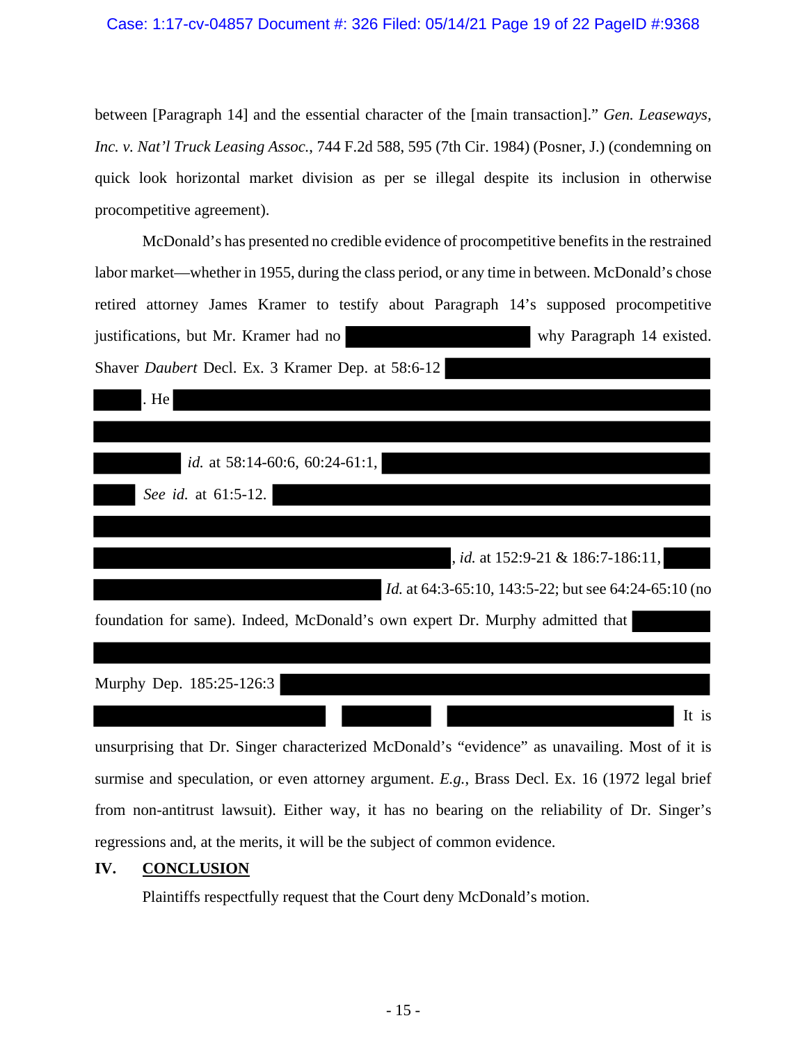between [Paragraph 14] and the essential character of the [main transaction]." *Gen. Leaseways, Inc. v. Nat'l Truck Leasing Assoc.*, 744 F.2d 588, 595 (7th Cir. 1984) (Posner, J.) (condemning on quick look horizontal market division as per se illegal despite its inclusion in otherwise procompetitive agreement).

McDonald's has presented no credible evidence of procompetitive benefits in the restrained labor market—whether in 1955, during the class period, or any time in between. McDonald's chose retired attorney James Kramer to testify about Paragraph 14's supposed procompetitive justifications, but Mr. Kramer had no [REDACTED] why Paragraph 14 existed. Shaver *Daubert* Decl. Ex. 3 Kramer Dep. at 58:6-12 [REDACTED]. He [REDACTED] *id.* at 58:14-60:6, 60:24-61:1, [REDACTED] *See id.* at 61:5-12. [REDACTED], *id.* at 152:9-21 & 186:7-186:11, [REDACTED] *Id.* at 64:3-65:10, 143:5-22; but see 64:24-65:10 (no foundation for same). Indeed, McDonald's own expert Dr. Murphy admitted that [REDACTED] Murphy Dep. 185:25-126:3 [REDACTED] It is unsurprising that Dr. Singer characterized McDonald's "evidence" as unavailing. Most of it is surmise and speculation, or even attorney argument. *E.g.*, Brass Decl. Ex. 16 (1972 legal brief from non-antitrust lawsuit). Either way, it has no bearing on the reliability of Dr. Singer's regressions and, at the merits, it will be the subject of common evidence.

## IV. CONCLUSION

Plaintiffs respectfully request that the Court deny McDonald's motion.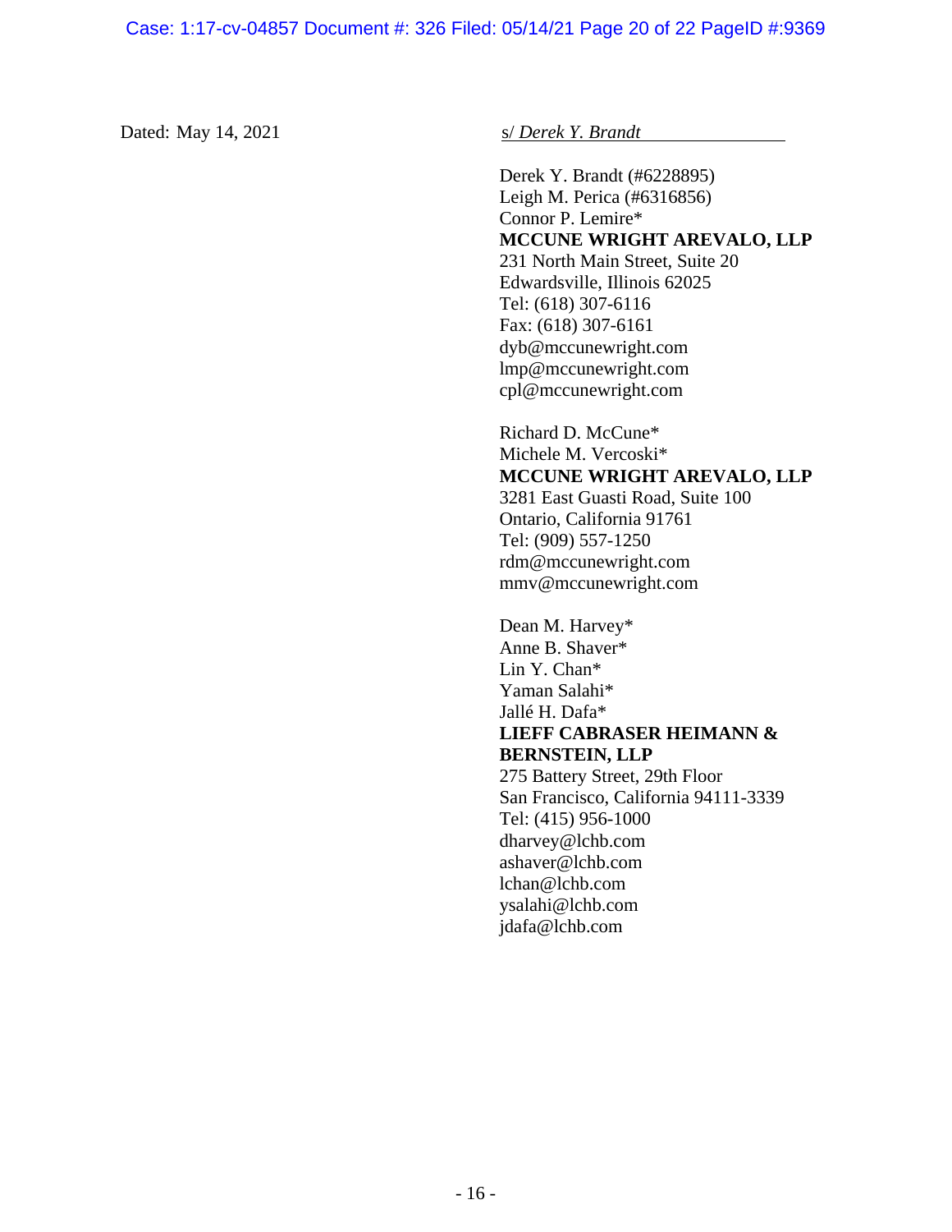Dated: May 14, 2021

s/ *Derek Y. Brandt*

Derek Y. Brandt (#6228895)
Leigh M. Perica (#6316856)
Connor P. Lemire*
**MCCUNE WRIGHT AREVALO, LLP**
231 North Main Street, Suite 20
Edwardsville, Illinois 62025
Tel: (618) 307-6116
Fax: (618) 307-6161
dyb@mccunewright.com
lmp@mccunewright.com
cpl@mccunewright.com

Richard D. McCune*
Michele M. Vercoski*
**MCCUNE WRIGHT AREVALO, LLP**
3281 East Guasti Road, Suite 100
Ontario, California 91761
Tel: (909) 557-1250
rdm@mccunewright.com
mmv@mccunewright.com

Dean M. Harvey*
Anne B. Shaver*
Lin Y. Chan*
Yaman Salahi*
Jallé H. Dafa*
**LIEFF CABRASER HEIMANN & BERNSTEIN, LLP**
275 Battery Street, 29th Floor
San Francisco, California 94111-3339
Tel: (415) 956-1000
dharvey@lchb.com
ashaver@lchb.com
lchan@lchb.com
ysalahi@lchb.com
jdafa@lchb.com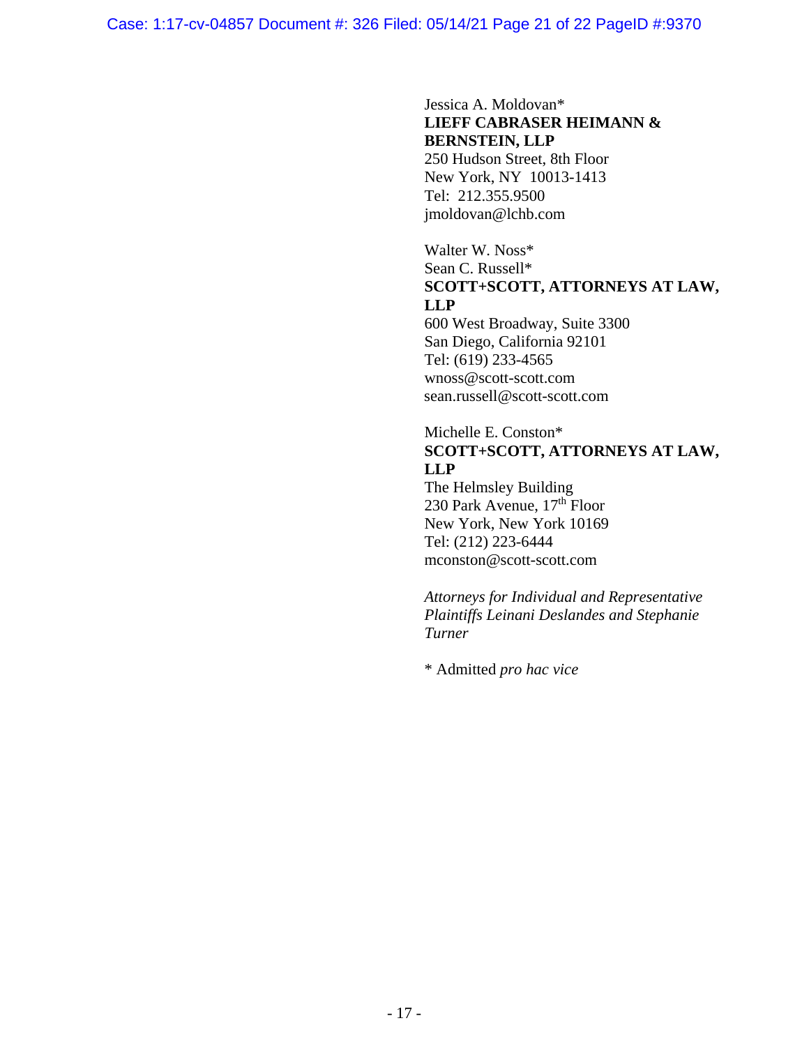Jessica A. Moldovan*
**LIEFF CABRASER HEIMANN & BERNSTEIN, LLP**
250 Hudson Street, 8th Floor
New York, NY 10013-1413
Tel: 212.355.9500
jmoldovan@lchb.com

Walter W. Noss*
Sean C. Russell*
**SCOTT+SCOTT, ATTORNEYS AT LAW, LLP**
600 West Broadway, Suite 3300
San Diego, California 92101
Tel: (619) 233-4565
wnoss@scott-scott.com
sean.russell@scott-scott.com

Michelle E. Conston*
**SCOTT+SCOTT, ATTORNEYS AT LAW, LLP**
The Helmsley Building
230 Park Avenue, 17th Floor
New York, New York 10169
Tel: (212) 223-6444
mconston@scott-scott.com

*Attorneys for Individual and Representative Plaintiffs Leinani Deslandes and Stephanie Turner*

* Admitted *pro hac vice*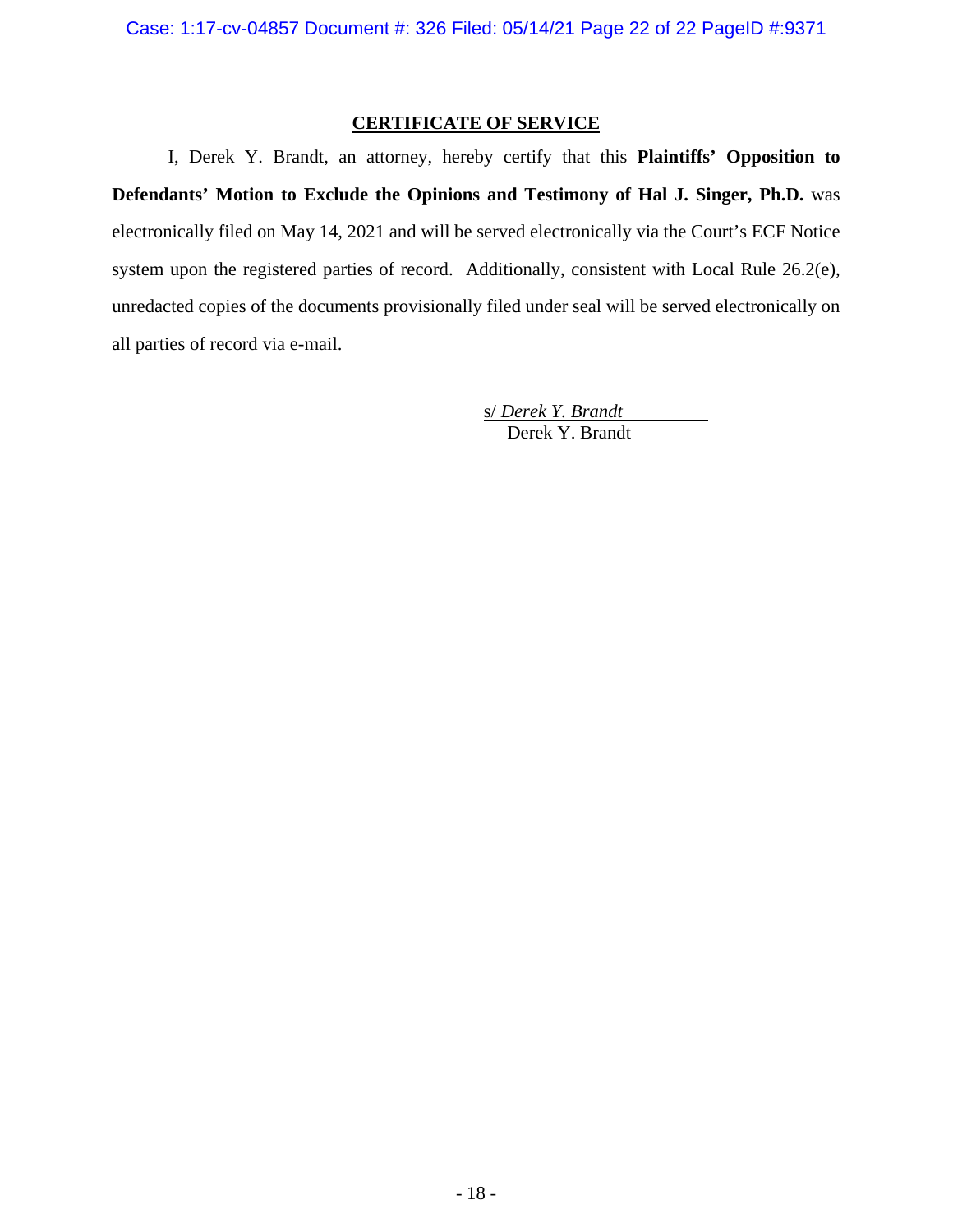## CERTIFICATE OF SERVICE

I, Derek Y. Brandt, an attorney, hereby certify that this **Plaintiffs' Opposition to Defendants' Motion to Exclude the Opinions and Testimony of Hal J. Singer, Ph.D.** was electronically filed on May 14, 2021 and will be served electronically via the Court's ECF Notice system upon the registered parties of record. Additionally, consistent with Local Rule 26.2(e), unredacted copies of the documents provisionally filed under seal will be served electronically on all parties of record via e-mail.

s/ *Derek Y. Brandt*
Derek Y. Brandt